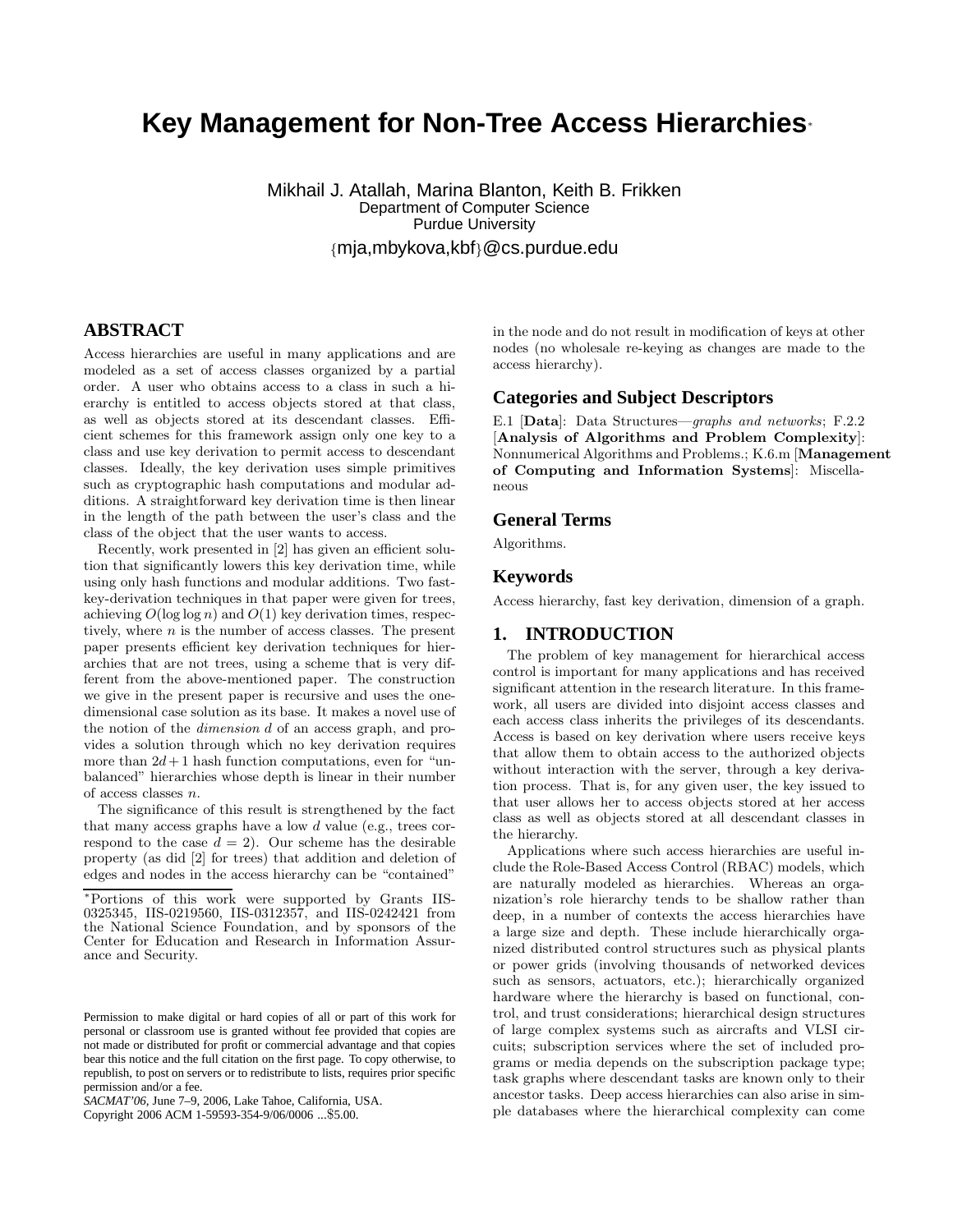# Key Management for Non-Tree Access Hierarchies*

Mikhail J. Atallah, Marina Blanton, Keith B. Frikken
Department of Computer Science
Purdue University
{mja,mbykova,kbf}@cs.purdue.edu

## ABSTRACT

Access hierarchies are useful in many applications and are modeled as a set of access classes organized by a partial order. A user who obtains access to a class in such a hierarchy is entitled to access objects stored at that class, as well as objects stored at its descendant classes. Efficient schemes for this framework assign only one key to a class and use key derivation to permit access to descendant classes. Ideally, the key derivation uses simple primitives such as cryptographic hash computations and modular additions. A straightforward key derivation time is then linear in the length of the path between the user's class and the class of the object that the user wants to access.

Recently, work presented in [2] has given an efficient solution that significantly lowers this key derivation time, while using only hash functions and modular additions. Two fast-key-derivation techniques in that paper were given for trees, achieving $O(\log\log n)$ and $O(1)$ key derivation times, respectively, where $n$ is the number of access classes. The present paper presents efficient key derivation techniques for hierarchies that are not trees, using a scheme that is very different from the above-mentioned paper. The construction we give in the present paper is recursive and uses the one-dimensional case solution as its base. It makes a novel use of the notion of the *dimension* $d$ of an access graph, and provides a solution through which no key derivation requires more than $2d+1$ hash function computations, even for "unbalanced" hierarchies whose depth is linear in their number of access classes $n$.

The significance of this result is strengthened by the fact that many access graphs have a low $d$ value (e.g., trees correspond to the case $d = 2$). Our scheme has the desirable property (as did [2] for trees) that addition and deletion of edges and nodes in the access hierarchy can be "contained" in the node and do not result in modification of keys at other nodes (no wholesale re-keying as changes are made to the access hierarchy).

*Portions of this work were supported by Grants IIS-0325345, IIS-0219560, IIS-0312357, and IIS-0242421 from the National Science Foundation, and by sponsors of the Center for Education and Research in Information Assurance and Security.

Permission to make digital or hard copies of all or part of this work for personal or classroom use is granted without fee provided that copies are not made or distributed for profit or commercial advantage and that copies bear this notice and the full citation on the first page. To copy otherwise, to republish, to post on servers or to redistribute to lists, requires prior specific permission and/or a fee.
*SACMAT'06*, June 7–9, 2006, Lake Tahoe, California, USA.
Copyright 2006 ACM 1-59593-354-9/06/0006 ...$5.00.

## Categories and Subject Descriptors

E.1 [**Data**]: Data Structures—*graphs and networks*; F.2.2 [**Analysis of Algorithms and Problem Complexity**]: Nonnumerical Algorithms and Problems.; K.6.m [**Management of Computing and Information Systems**]: Miscellaneous

## General Terms

Algorithms.

## Keywords

Access hierarchy, fast key derivation, dimension of a graph.

## 1. INTRODUCTION

The problem of key management for hierarchical access control is important for many applications and has received significant attention in the research literature. In this framework, all users are divided into disjoint access classes and each access class inherits the privileges of its descendants. Access is based on key derivation where users receive keys that allow them to obtain access to the authorized objects without interaction with the server, through a key derivation process. That is, for any given user, the key issued to that user allows her to access objects stored at her access class as well as objects stored at all descendant classes in the hierarchy.

Applications where such access hierarchies are useful include the Role-Based Access Control (RBAC) models, which are naturally modeled as hierarchies. Whereas an organization's role hierarchy tends to be shallow rather than deep, in a number of contexts the access hierarchies have a large size and depth. These include hierarchically organized distributed control structures such as physical plants or power grids (involving thousands of networked devices such as sensors, actuators, etc.); hierarchically organized hardware where the hierarchy is based on functional, control, and trust considerations; hierarchical design structures of large complex systems such as aircrafts and VLSI circuits; subscription services where the set of included programs or media depends on the subscription package type; task graphs where descendant tasks are known only to their ancestor tasks. Deep access hierarchies can also arise in simple databases where the hierarchical complexity can come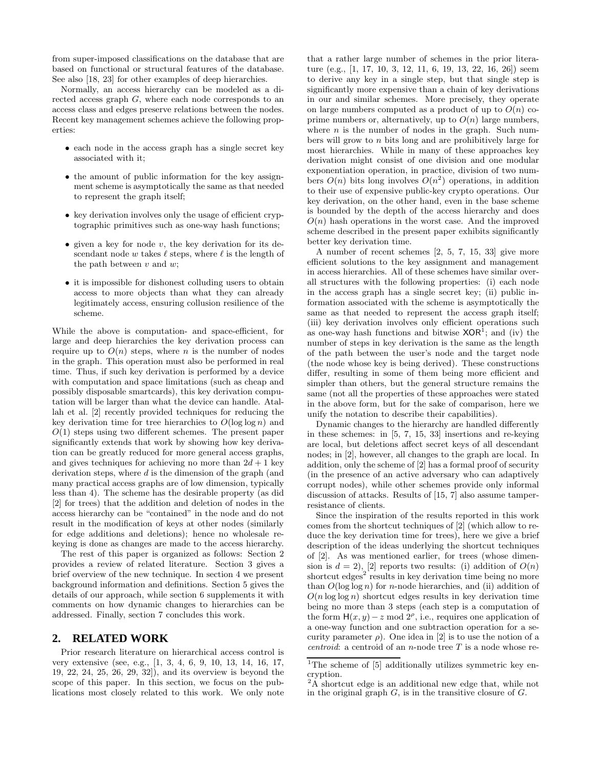from super-imposed classifications on the database that are based on functional or structural features of the database. See also [18, 23] for other examples of deep hierarchies.

Normally, an access hierarchy can be modeled as a directed access graph $G$, where each node corresponds to an access class and edges preserve relations between the nodes. Recent key management schemes achieve the following properties:

- each node in the access graph has a single secret key associated with it;
- the amount of public information for the key assignment scheme is asymptotically the same as that needed to represent the graph itself;
- key derivation involves only the usage of efficient cryptographic primitives such as one-way hash functions;
- given a key for node $v$, the key derivation for its descendant node $w$ takes $\ell$ steps, where $\ell$ is the length of the path between $v$ and $w$;
- it is impossible for dishonest colluding users to obtain access to more objects than what they can already legitimately access, ensuring collusion resilience of the scheme.

While the above is computation- and space-efficient, for large and deep hierarchies the key derivation process can require up to $O(n)$ steps, where $n$ is the number of nodes in the graph. This operation must also be performed in real time. Thus, if such key derivation is performed by a device with computation and space limitations (such as cheap and possibly disposable smartcards), this key derivation computation will be larger than what the device can handle. Atallah et al. [2] recently provided techniques for reducing the key derivation time for tree hierarchies to $O(\log\log n)$ and $O(1)$ steps using two different schemes. The present paper significantly extends that work by showing how key derivation can be greatly reduced for more general access graphs, and gives techniques for achieving no more than $2d + 1$ key derivation steps, where $d$ is the dimension of the graph (and many practical access graphs are of low dimension, typically less than 4). The scheme has the desirable property (as did [2] for trees) that the addition and deletion of nodes in the access hierarchy can be "contained" in the node and do not result in the modification of keys at other nodes (similarly for edge additions and deletions); hence no wholesale rekeying is done as changes are made to the access hierarchy.

The rest of this paper is organized as follows: Section 2 provides a review of related literature. Section 3 gives a brief overview of the new technique. In section 4 we present background information and definitions. Section 5 gives the details of our approach, while section 6 supplements it with comments on how dynamic changes to hierarchies can be addressed. Finally, section 7 concludes this work.

## 2. RELATED WORK

Prior research literature on hierarchical access control is very extensive (see, e.g., [1, 3, 4, 6, 9, 10, 13, 14, 16, 17, 19, 22, 24, 25, 26, 29, 32]), and its overview is beyond the scope of this paper. In this section, we focus on the publications most closely related to this work. We only note that a rather large number of schemes in the prior literature (e.g., [1, 17, 10, 3, 12, 11, 6, 19, 13, 22, 16, 26]) seem to derive any key in a single step, but that single step is significantly more expensive than a chain of key derivations in our and similar schemes. More precisely, they operate on large numbers computed as a product of up to $O(n)$ coprime numbers or, alternatively, up to $O(n)$ large numbers, where $n$ is the number of nodes in the graph. Such numbers will grow to $n$ bits long and are prohibitively large for most hierarchies. While in many of these approaches key derivation might consist of one division and one modular exponentiation operation, in practice, division of two numbers $O(n)$ bits long involves $O(n^2)$ operations, in addition to their use of expensive public-key crypto operations. Our key derivation, on the other hand, even in the base scheme is bounded by the depth of the access hierarchy and does $O(n)$ hash operations in the worst case. And the improved scheme described in the present paper exhibits significantly better key derivation time.

A number of recent schemes [2, 5, 7, 15, 33] give more efficient solutions to the key assignment and management in access hierarchies. All of these schemes have similar overall structures with the following properties: (i) each node in the access graph has a single secret key; (ii) public information associated with the scheme is asymptotically the same as that needed to represent the access graph itself; (iii) key derivation involves only efficient operations such as one-way hash functions and bitwise $\mathsf{XOR}$[1]; and (iv) the number of steps in key derivation is the same as the length of the path between the user's node and the target node (the node whose key is being derived). These constructions differ, resulting in some of them being more efficient and simpler than others, but the general structure remains the same (not all the properties of these approaches were stated in the above form, but for the sake of comparison, here we unify the notation to describe their capabilities).

Dynamic changes to the hierarchy are handled differently in these schemes: in [5, 7, 15, 33] insertions and re-keying are local, but deletions affect secret keys of all descendant nodes; in [2], however, all changes to the graph are local. In addition, only the scheme of [2] has a formal proof of security (in the presence of an active adversary who can adaptively corrupt nodes), while other schemes provide only informal discussion of attacks. Results of [15, 7] also assume tamper-resistance of clients.

Since the inspiration of the results reported in this work comes from the shortcut techniques of [2] (which allow to reduce the key derivation time for trees), here we give a brief description of the ideas underlying the shortcut techniques of [2]. As was mentioned earlier, for trees (whose dimension is $d = 2$), [2] reports two results: (i) addition of $O(n)$ shortcut edges[2] results in key derivation time being no more than $O(\log\log n)$ for $n$-node hierarchies, and (ii) addition of $O(n\log\log n)$ shortcut edges results in key derivation time being no more than 3 steps (each step is a computation of the form $\mathsf{H}(x, y) - z \bmod 2^\rho$, i.e., requires one application of a one-way function and one subtraction operation for a security parameter $\rho$). One idea in [2] is to use the notion of a *centroid*: a centroid of an $n$-node tree $T$ is a node whose re-

[1] The scheme of [5] additionally utilizes symmetric key encryption.

[2] A shortcut edge is an additional new edge that, while not in the original graph $G$, is in the transitive closure of $G$.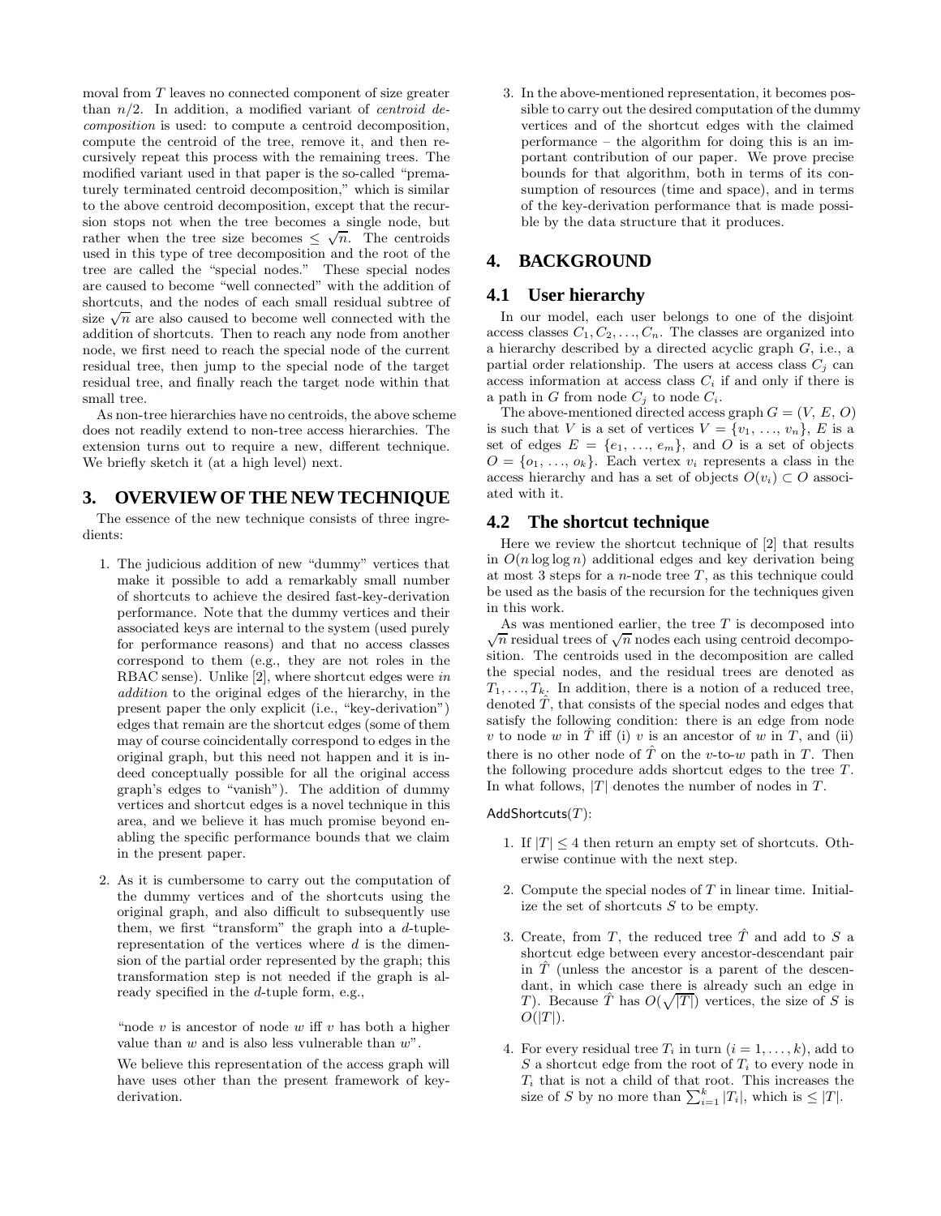moval from $T$ leaves no connected component of size greater than $n/2$. In addition, a modified variant of *centroid decomposition* is used: to compute a centroid decomposition, compute the centroid of the tree, remove it, and then recursively repeat this process with the remaining trees. The modified variant used in that paper is the so-called "prematurely terminated centroid decomposition," which is similar to the above centroid decomposition, except that the recursion stops not when the tree becomes a single node, but rather when the tree size becomes $\leq \sqrt{n}$. The centroids used in this type of tree decomposition and the root of the tree are called the "special nodes." These special nodes are caused to become "well connected" with the addition of shortcuts, and the nodes of each small residual subtree of size $\sqrt{n}$ are also caused to become well connected with the addition of shortcuts. Then to reach any node from another node, we first need to reach the special node of the current residual tree, then jump to the special node of the target residual tree, and finally reach the target node within that small tree.

As non-tree hierarchies have no centroids, the above scheme does not readily extend to non-tree access hierarchies. The extension turns out to require a new, different technique. We briefly sketch it (at a high level) next.

# 3. OVERVIEW OF THE NEW TECHNIQUE

The essence of the new technique consists of three ingredients:

1. The judicious addition of new "dummy" vertices that make it possible to add a remarkably small number of shortcuts to achieve the desired fast-key-derivation performance. Note that the dummy vertices and their associated keys are internal to the system (used purely for performance reasons) and that no access classes correspond to them (e.g., they are not roles in the RBAC sense). Unlike [2], where shortcut edges were *in addition* to the original edges of the hierarchy, in the present paper the only explicit (i.e., "key-derivation") edges that remain are the shortcut edges (some of them may of course coincidentally correspond to edges in the original graph, but this need not happen and it is indeed conceptually possible for all the original access graph's edges to "vanish"). The addition of dummy vertices and shortcut edges is a novel technique in this area, and we believe it has much promise beyond enabling the specific performance bounds that we claim in the present paper.

2. As it is cumbersome to carry out the computation of the dummy vertices and of the shortcuts using the original graph, and also difficult to subsequently use them, we first "transform" the graph into a $d$-tuple-representation of the vertices where $d$ is the dimension of the partial order represented by the graph; this transformation step is not needed if the graph is already specified in the $d$-tuple form, e.g.,

   "node $v$ is ancestor of node $w$ iff $v$ has both a higher value than $w$ and is also less vulnerable than $w$".

   We believe this representation of the access graph will have uses other than the present framework of key-derivation.

3. In the above-mentioned representation, it becomes possible to carry out the desired computation of the dummy vertices and of the shortcut edges with the claimed performance – the algorithm for doing this is an important contribution of our paper. We prove precise bounds for that algorithm, both in terms of its consumption of resources (time and space), and in terms of the key-derivation performance that is made possible by the data structure that it produces.

# 4. BACKGROUND

## 4.1 User hierarchy

In our model, each user belongs to one of the disjoint access classes $C_1, C_2, \ldots, C_n$. The classes are organized into a hierarchy described by a directed acyclic graph $G$, i.e., a partial order relationship. The users at access class $C_j$ can access information at access class $C_i$ if and only if there is a path in $G$ from node $C_j$ to node $C_i$.

The above-mentioned directed access graph $G = (V, E, O)$ is such that $V$ is a set of vertices $V = \{v_1, \ldots, v_n\}$, $E$ is a set of edges $E = \{e_1, \ldots, e_m\}$, and $O$ is a set of objects $O = \{o_1, \ldots, o_k\}$. Each vertex $v_i$ represents a class in the access hierarchy and has a set of objects $O(v_i) \subset O$ associated with it.

## 4.2 The shortcut technique

Here we review the shortcut technique of [2] that results in $O(n \log \log n)$ additional edges and key derivation being at most 3 steps for a $n$-node tree $T$, as this technique could be used as the basis of the recursion for the techniques given in this work.

As was mentioned earlier, the tree $T$ is decomposed into $\sqrt{n}$ residual trees of $\sqrt{n}$ nodes each using centroid decomposition. The centroids used in the decomposition are called the special nodes, and the residual trees are denoted as $T_1, \ldots, T_k$. In addition, there is a notion of a reduced tree, denoted $\hat{T}$, that consists of the special nodes and edges that satisfy the following condition: there is an edge from node $v$ to node $w$ in $\hat{T}$ iff (i) $v$ is an ancestor of $w$ in $T$, and (ii) there is no other node of $\hat{T}$ on the $v$-to-$w$ path in $T$. Then the following procedure adds shortcut edges to the tree $T$. In what follows, $|T|$ denotes the number of nodes in $T$.

AddShortcuts($T$):

1. If $|T| \leq 4$ then return an empty set of shortcuts. Otherwise continue with the next step.

2. Compute the special nodes of $T$ in linear time. Initialize the set of shortcuts $S$ to be empty.

3. Create, from $T$, the reduced tree $\hat{T}$ and add to $S$ a shortcut edge between every ancestor-descendant pair in $\hat{T}$ (unless the ancestor is a parent of the descendant, in which case there is already such an edge in $T$). Because $\hat{T}$ has $O(\sqrt{|T|})$ vertices, the size of $S$ is $O(|T|)$.

4. For every residual tree $T_i$ in turn ($i = 1, \ldots, k$), add to $S$ a shortcut edge from the root of $T_i$ to every node in $T_i$ that is not a child of that root. This increases the size of $S$ by no more than $\sum_{i=1}^{k} |T_i|$, which is $\leq |T|$.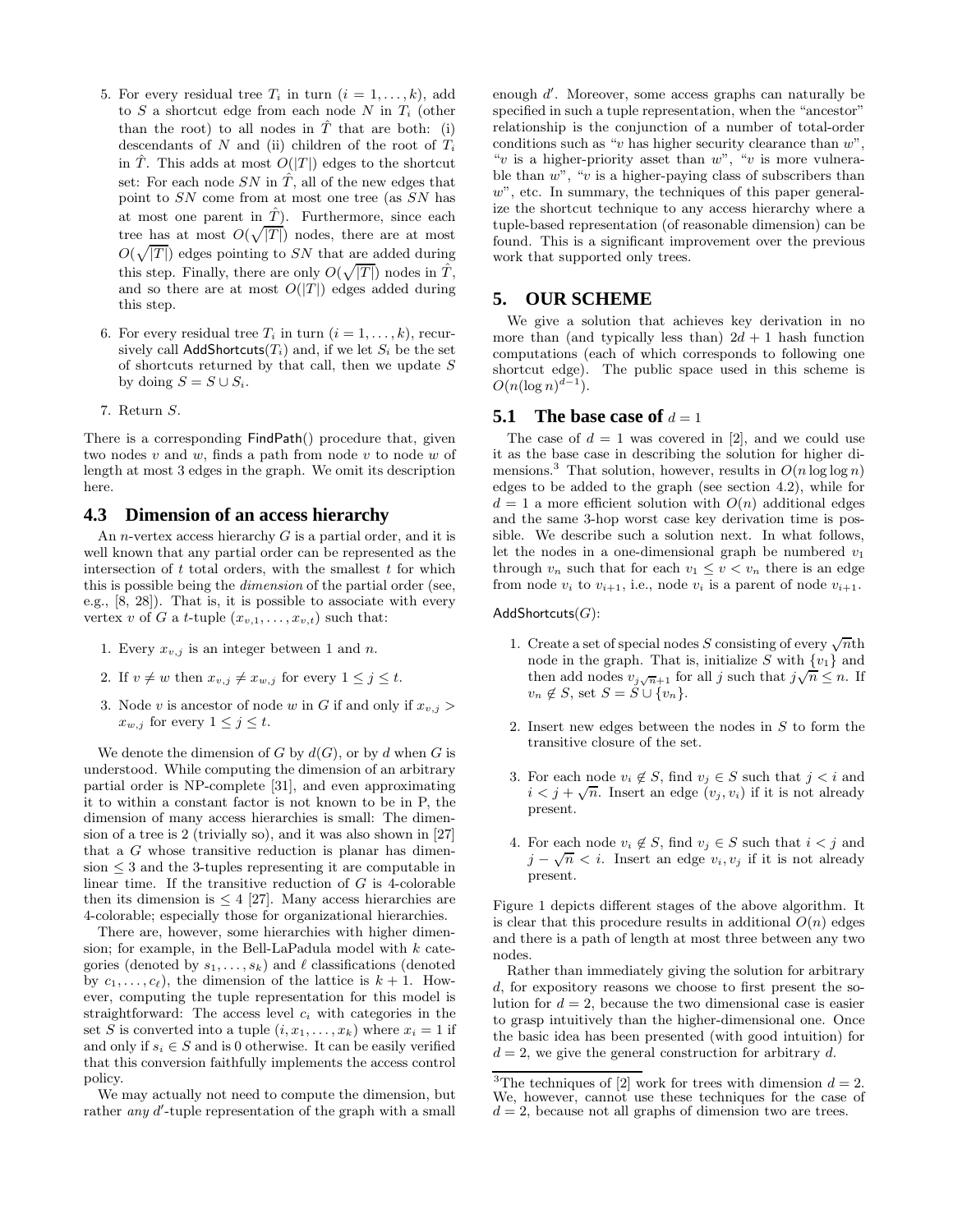5. For every residual tree $T_i$ in turn ($i = 1, \ldots, k$), add to $S$ a shortcut edge from each node $N$ in $T_i$ (other than the root) to all nodes in $\hat{T}$ that are both: (i) descendants of $N$ and (ii) children of the root of $T_i$ in $\hat{T}$. This adds at most $O(|T|)$ edges to the shortcut set: For each node $SN$ in $\hat{T}$, all of the new edges that point to $SN$ come from at most one tree (as $SN$ has at most one parent in $\hat{T}$). Furthermore, since each tree has at most $O(\sqrt{|T|})$ nodes, there are at most $O(\sqrt{|T|})$ edges pointing to $SN$ that are added during this step. Finally, there are only $O(\sqrt{|T|})$ nodes in $\hat{T}$, and so there are at most $O(|T|)$ edges added during this step.

6. For every residual tree $T_i$ in turn ($i = 1, \ldots, k$), recursively call AddShortcuts($T_i$) and, if we let $S_i$ be the set of shortcuts returned by that call, then we update $S$ by doing $S = S \cup S_i$.

7. Return $S$.

There is a corresponding FindPath() procedure that, given two nodes $v$ and $w$, finds a path from node $v$ to node $w$ of length at most 3 edges in the graph. We omit its description here.

## 4.3 Dimension of an access hierarchy

An $n$-vertex access hierarchy $G$ is a partial order, and it is well known that any partial order can be represented as the intersection of $t$ total orders, with the smallest $t$ for which this is possible being the *dimension* of the partial order (see, e.g., [8, 28]). That is, it is possible to associate with every vertex $v$ of $G$ a $t$-tuple $(x_{v,1}, \ldots, x_{v,t})$ such that:

1. Every $x_{v,j}$ is an integer between 1 and $n$.

2. If $v \neq w$ then $x_{v,j} \neq x_{w,j}$ for every $1 \leq j \leq t$.

3. Node $v$ is ancestor of node $w$ in $G$ if and only if $x_{v,j} > x_{w,j}$ for every $1 \leq j \leq t$.

We denote the dimension of $G$ by $d(G)$, or by $d$ when $G$ is understood. While computing the dimension of an arbitrary partial order is NP-complete [31], and even approximating it to within a constant factor is not known to be in P, the dimension of many access hierarchies is small: The dimension of a tree is 2 (trivially so), and it was also shown in [27] that a $G$ whose transitive reduction is planar has dimension $\leq 3$ and the 3-tuples representing it are computable in linear time. If the transitive reduction of $G$ is 4-colorable then its dimension is $\leq 4$ [27]. Many access hierarchies are 4-colorable; especially those for organizational hierarchies.

There are, however, some hierarchies with higher dimension; for example, in the Bell-LaPadula model with $k$ categories (denoted by $s_1, \ldots, s_k$) and $\ell$ classifications (denoted by $c_1, \ldots, c_\ell$), the dimension of the lattice is $k + 1$. However, computing the tuple representation for this model is straightforward: The access level $c_i$ with categories in the set $S$ is converted into a tuple $(i, x_1, \ldots, x_k)$ where $x_i = 1$ if and only if $s_i \in S$ and is 0 otherwise. It can be easily verified that this conversion faithfully implements the access control policy.

We may actually not need to compute the dimension, but rather *any* $d'$-tuple representation of the graph with a small enough $d'$. Moreover, some access graphs can naturally be specified in such a tuple representation, when the "ancestor" relationship is the conjunction of a number of total-order conditions such as "$v$ has higher security clearance than $w$", "$v$ is a higher-priority asset than $w$", "$v$ is more vulnerable than $w$", "$v$ is a higher-paying class of subscribers than $w$", etc. In summary, the techniques of this paper generalize the shortcut technique to any access hierarchy where a tuple-based representation (of reasonable dimension) can be found. This is a significant improvement over the previous work that supported only trees.

# 5. OUR SCHEME

We give a solution that achieves key derivation in no more than (and typically less than) $2d + 1$ hash function computations (each of which corresponds to following one shortcut edge). The public space used in this scheme is $O(n(\log n)^{d-1})$.

## 5.1 The base case of $d = 1$

The case of $d = 1$ was covered in [2], and we could use it as the base case in describing the solution for higher dimensions.[3] That solution, however, results in $O(n \log \log n)$ edges to be added to the graph (see section 4.2), while for $d = 1$ a more efficient solution with $O(n)$ additional edges and the same 3-hop worst case key derivation time is possible. We describe such a solution next. In what follows, let the nodes in a one-dimensional graph be numbered $v_1$ through $v_n$ such that for each $v_1 \leq v < v_n$ there is an edge from node $v_i$ to $v_{i+1}$, i.e., node $v_i$ is a parent of node $v_{i+1}$.

AddShortcuts($G$):

1. Create a set of special nodes $S$ consisting of every $\sqrt{n}$th node in the graph. That is, initialize $S$ with $\{v_1\}$ and then add nodes $v_{j\sqrt{n}+1}$ for all $j$ such that $j\sqrt{n} \leq n$. If $v_n \notin S$, set $S = S \cup \{v_n\}$.

2. Insert new edges between the nodes in $S$ to form the transitive closure of the set.

3. For each node $v_i \notin S$, find $v_j \in S$ such that $j < i$ and $i < j + \sqrt{n}$. Insert an edge $(v_j, v_i)$ if it is not already present.

4. For each node $v_i \notin S$, find $v_j \in S$ such that $i < j$ and $j - \sqrt{n} < i$. Insert an edge $v_i, v_j$ if it is not already present.

Figure 1 depicts different stages of the above algorithm. It is clear that this procedure results in additional $O(n)$ edges and there is a path of length at most three between any two nodes.

Rather than immediately giving the solution for arbitrary $d$, for expository reasons we choose to first present the solution for $d = 2$, because the two dimensional case is easier to grasp intuitively than the higher-dimensional one. Once the basic idea has been presented (with good intuition) for $d = 2$, we give the general construction for arbitrary $d$.

[3] The techniques of [2] work for trees with dimension $d = 2$. We, however, cannot use these techniques for the case of $d = 2$, because not all graphs of dimension two are trees.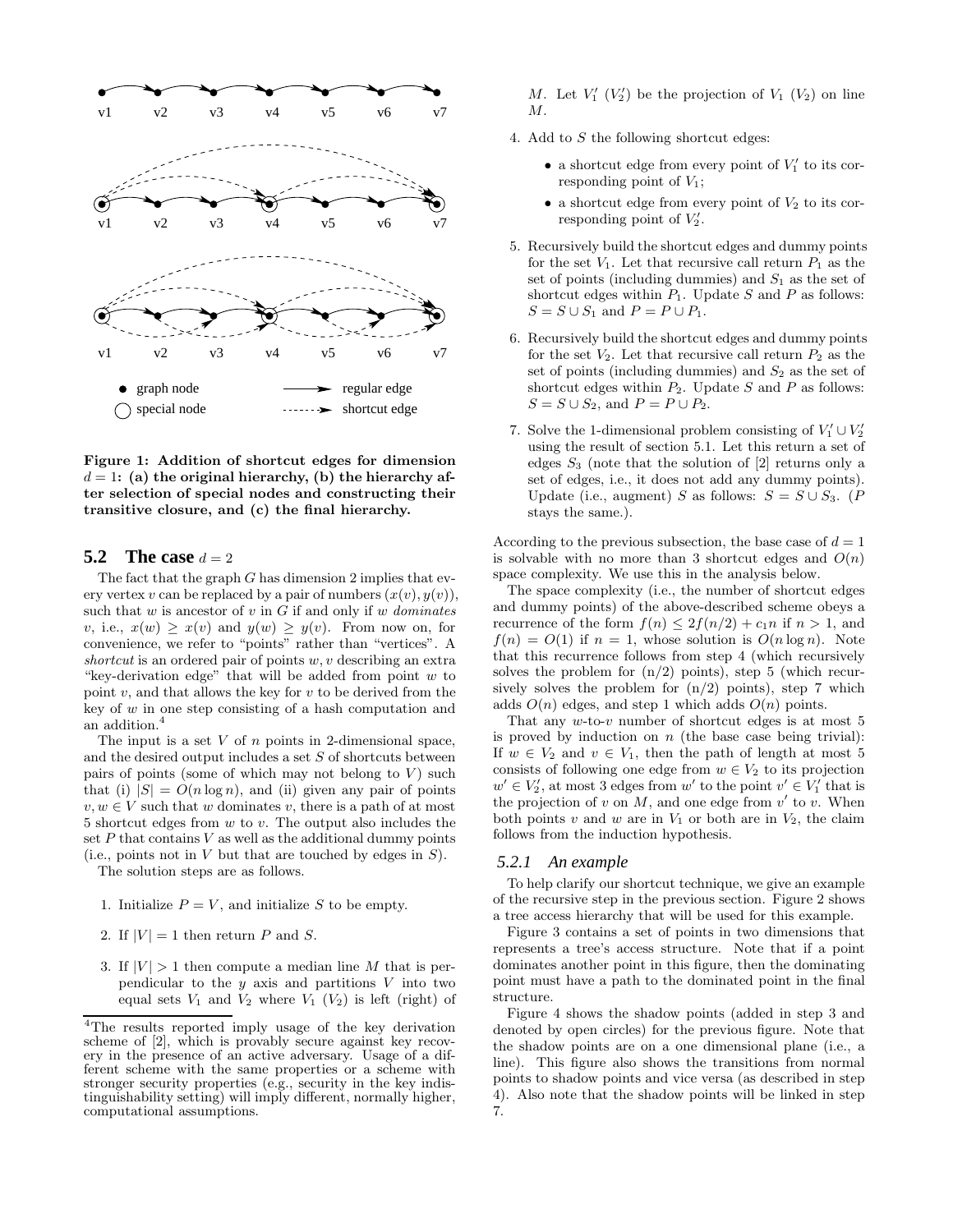**Figure 1: Addition of shortcut edges for dimension $d = 1$: (a) the original hierarchy, (b) the hierarchy after selection of special nodes and constructing their transitive closure, and (c) the final hierarchy.**

## 5.2 The case $d = 2$

The fact that the graph $G$ has dimension 2 implies that every vertex $v$ can be replaced by a pair of numbers $(x(v), y(v))$, such that $w$ is ancestor of $v$ in $G$ if and only if $w$ *dominates* $v$, i.e., $x(w) \geq x(v)$ and $y(w) \geq y(v)$. From now on, for convenience, we refer to "points" rather than "vertices". A *shortcut* is an ordered pair of points $w, v$ describing an extra "key-derivation edge" that will be added from point $w$ to point $v$, and that allows the key for $v$ to be derived from the key of $w$ in one step consisting of a hash computation and an addition.[4]

The input is a set $V$ of $n$ points in 2-dimensional space, and the desired output includes a set $S$ of shortcuts between pairs of points (some of which may not belong to $V$) such that (i) $|S| = O(n \log n)$, and (ii) given any pair of points $v, w \in V$ such that $w$ dominates $v$, there is a path of at most 5 shortcut edges from $w$ to $v$. The output also includes the set $P$ that contains $V$ as well as the additional dummy points (i.e., points not in $V$ but that are touched by edges in $S$).

The solution steps are as follows.

1. Initialize $P = V$, and initialize $S$ to be empty.
2. If $|V| = 1$ then return $P$ and $S$.
3. If $|V| > 1$ then compute a median line $M$ that is perpendicular to the $y$ axis and partitions $V$ into two equal sets $V_1$ and $V_2$ where $V_1$ ($V_2$) is left (right) of $M$. Let $V_1'$ ($V_2'$) be the projection of $V_1$ ($V_2$) on line $M$.
4. Add to $S$ the following shortcut edges:
   - a shortcut edge from every point of $V_1'$ to its corresponding point of $V_1$;
   - a shortcut edge from every point of $V_2$ to its corresponding point of $V_2'$.
5. Recursively build the shortcut edges and dummy points for the set $V_1$. Let that recursive call return $P_1$ as the set of points (including dummies) and $S_1$ as the set of shortcut edges within $P_1$. Update $S$ and $P$ as follows: $S = S \cup S_1$ and $P = P \cup P_1$.
6. Recursively build the shortcut edges and dummy points for the set $V_2$. Let that recursive call return $P_2$ as the set of points (including dummies) and $S_2$ as the set of shortcut edges within $P_2$. Update $S$ and $P$ as follows: $S = S \cup S_2$, and $P = P \cup P_2$.
7. Solve the 1-dimensional problem consisting of $V_1' \cup V_2'$ using the result of section 5.1. Let this return a set of edges $S_3$ (note that the solution of [2] returns only a set of edges, i.e., it does not add any dummy points). Update (i.e., augment) $S$ as follows: $S = S \cup S_3$. ($P$ stays the same.).

According to the previous subsection, the base case of $d = 1$ is solvable with no more than 3 shortcut edges and $O(n)$ space complexity. We use this in the analysis below.

The space complexity (i.e., the number of shortcut edges and dummy points) of the above-described scheme obeys a recurrence of the form $f(n) \leq 2f(n/2) + c_1 n$ if $n > 1$, and $f(n) = O(1)$ if $n = 1$, whose solution is $O(n \log n)$. Note that this recurrence follows from step 4 (which recursively solves the problem for (n/2) points), step 5 (which recursively solves the problem for (n/2) points), step 7 which adds $O(n)$ edges, and step 1 which adds $O(n)$ points.

That any $w$-to-$v$ number of shortcut edges is at most 5 is proved by induction on $n$ (the base case being trivial): If $w \in V_2$ and $v \in V_1$, then the path of length at most 5 consists of following one edge from $w \in V_2$ to its projection $w' \in V_2'$, at most 3 edges from $w'$ to the point $v' \in V_1'$ that is the projection of $v$ on $M$, and one edge from $v'$ to $v$. When both points $v$ and $w$ are in $V_1$ or both are in $V_2$, the claim follows from the induction hypothesis.

### 5.2.1 An example

To help clarify our shortcut technique, we give an example of the recursive step in the previous section. Figure 2 shows a tree access hierarchy that will be used for this example.

Figure 3 contains a set of points in two dimensions that represents a tree's access structure. Note that if a point dominates another point in this figure, then the dominating point must have a path to the dominated point in the final structure.

Figure 4 shows the shadow points (added in step 3 and denoted by open circles) for the previous figure. Note that the shadow points are on a one dimensional plane (i.e., a line). This figure also shows the transitions from normal points to shadow points and vice versa (as described in step 4). Also note that the shadow points will be linked in step 7.

[4] The results reported imply usage of the key derivation scheme of [2], which is provably secure against key recovery in the presence of an active adversary. Usage of a different scheme with the same properties or a scheme with stronger security properties (e.g., security in the key indistinguishability setting) will imply different, normally higher, computational assumptions.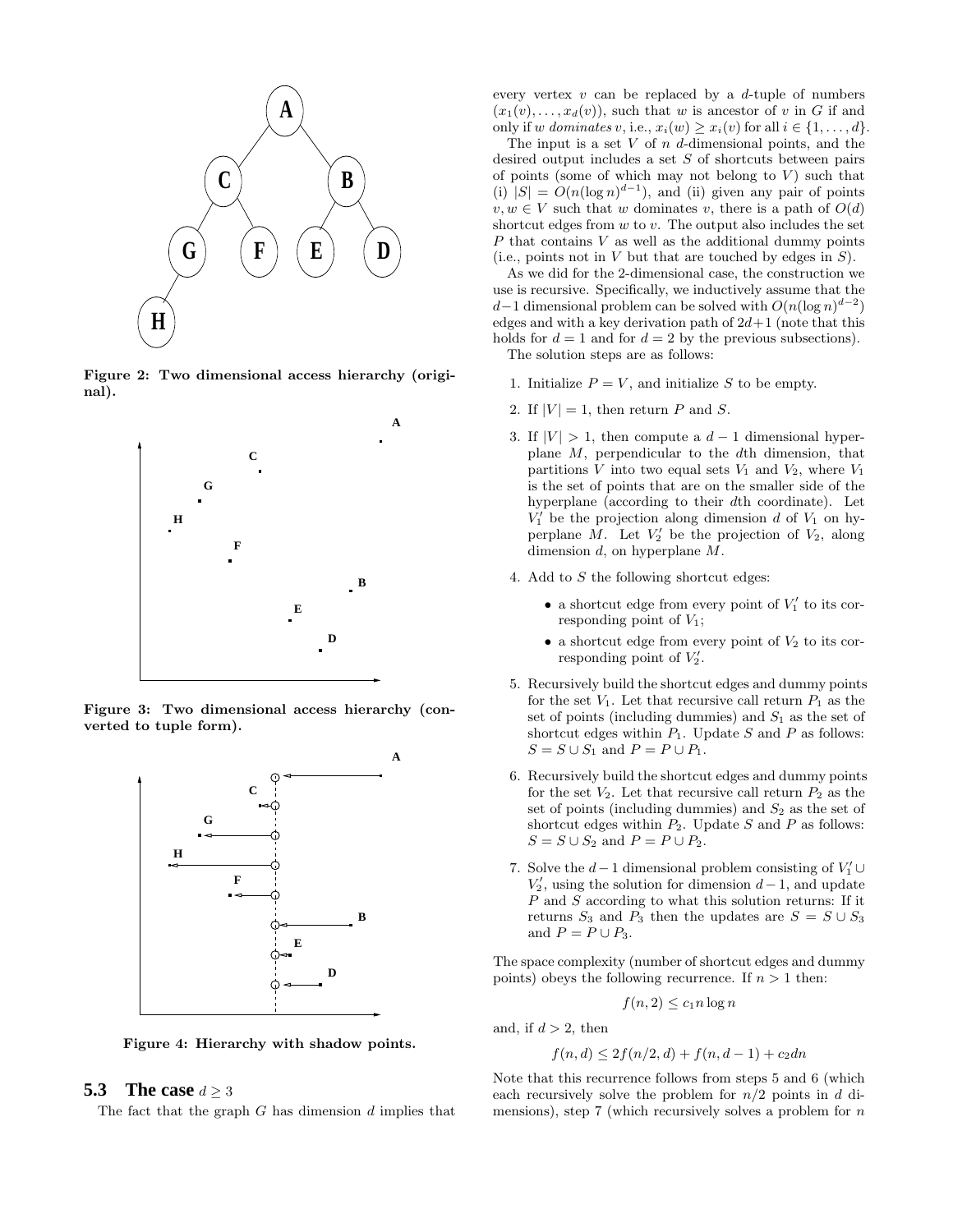Figure 2: Two dimensional access hierarchy (original).

Figure 3: Two dimensional access hierarchy (converted to tuple form).

Figure 4: Hierarchy with shadow points.

### 5.3 The case $d \geq 3$

The fact that the graph $G$ has dimension $d$ implies that every vertex $v$ can be replaced by a $d$-tuple of numbers $(x_1(v), \ldots, x_d(v))$, such that $w$ is ancestor of $v$ in $G$ if and only if $w$ *dominates* $v$, i.e., $x_i(w) \geq x_i(v)$ for all $i \in \{1, \ldots, d\}$.

The input is a set $V$ of $n$ $d$-dimensional points, and the desired output includes a set $S$ of shortcuts between pairs of points (some of which may not belong to $V$) such that (i) $|S| = O(n(\log n)^{d-1})$, and (ii) given any pair of points $v, w \in V$ such that $w$ dominates $v$, there is a path of $O(d)$ shortcut edges from $w$ to $v$. The output also includes the set $P$ that contains $V$ as well as the additional dummy points (i.e., points not in $V$ but that are touched by edges in $S$).

As we did for the 2-dimensional case, the construction we use is recursive. Specifically, we inductively assume that the $d-1$ dimensional problem can be solved with $O(n(\log n)^{d-2})$ edges and with a key derivation path of $2d+1$ (note that this holds for $d = 1$ and for $d = 2$ by the previous subsections).

The solution steps are as follows:

1. Initialize $P = V$, and initialize $S$ to be empty.
2. If $|V| = 1$, then return $P$ and $S$.
3. If $|V| > 1$, then compute a $d-1$ dimensional hyperplane $M$, perpendicular to the $d$th dimension, that partitions $V$ into two equal sets $V_1$ and $V_2$, where $V_1$ is the set of points that are on the smaller side of the hyperplane (according to their $d$th coordinate). Let $V_1'$ be the projection along dimension $d$ of $V_1$ on hyperplane $M$. Let $V_2'$ be the projection of $V_2$, along dimension $d$, on hyperplane $M$.
4. Add to $S$ the following shortcut edges:
   - a shortcut edge from every point of $V_1'$ to its corresponding point of $V_1$;
   - a shortcut edge from every point of $V_2$ to its corresponding point of $V_2'$.
5. Recursively build the shortcut edges and dummy points for the set $V_1$. Let that recursive call return $P_1$ as the set of points (including dummies) and $S_1$ as the set of shortcut edges within $P_1$. Update $S$ and $P$ as follows: $S = S \cup S_1$ and $P = P \cup P_1$.
6. Recursively build the shortcut edges and dummy points for the set $V_2$. Let that recursive call return $P_2$ as the set of points (including dummies) and $S_2$ as the set of shortcut edges within $P_2$. Update $S$ and $P$ as follows: $S = S \cup S_2$ and $P = P \cup P_2$.
7. Solve the $d-1$ dimensional problem consisting of $V_1' \cup V_2'$, using the solution for dimension $d-1$, and update $P$ and $S$ according to what this solution returns: If it returns $S_3$ and $P_3$ then the updates are $S = S \cup S_3$ and $P = P \cup P_3$.

The space complexity (number of shortcut edges and dummy points) obeys the following recurrence. If $n > 1$ then:

$$f(n, 2) \leq c_1 n \log n$$

and, if $d > 2$, then

$$f(n, d) \leq 2f(n/2, d) + f(n, d-1) + c_2 dn$$

Note that this recurrence follows from steps 5 and 6 (which each recursively solve the problem for $n/2$ points in $d$ dimensions), step 7 (which recursively solves a problem for $n$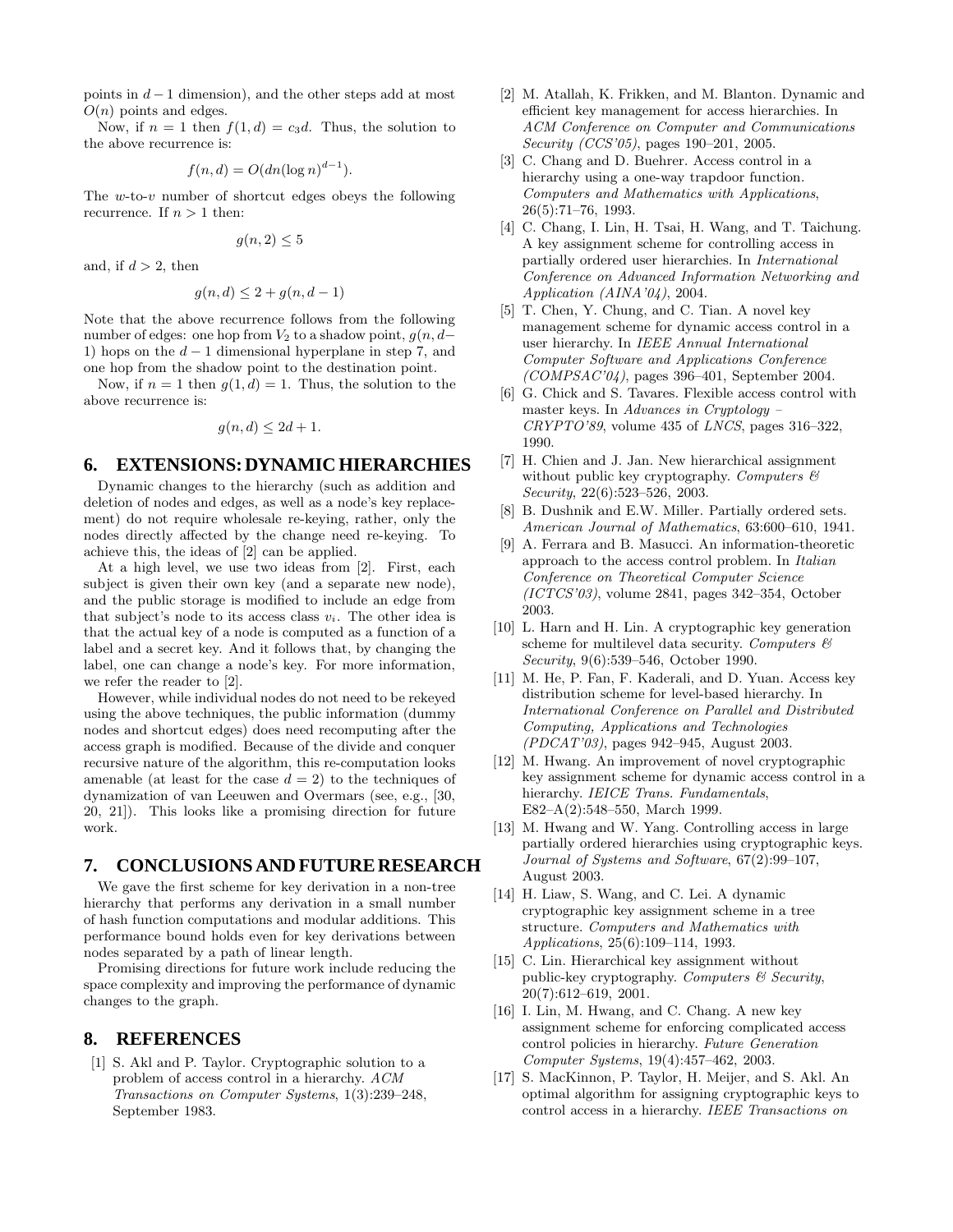points in $d-1$ dimension), and the other steps add at most $O(n)$ points and edges.

Now, if $n = 1$ then $f(1, d) = c_3 d$. Thus, the solution to the above recurrence is:

$$f(n, d) = O(dn(\log n)^{d-1}).$$

The $w$-to-$v$ number of shortcut edges obeys the following recurrence. If $n > 1$ then:

$$g(n, 2) \leq 5$$

and, if $d > 2$, then

$$g(n, d) \leq 2 + g(n, d-1)$$

Note that the above recurrence follows from the following number of edges: one hop from $V_2$ to a shadow point, $g(n, d-1)$ hops on the $d-1$ dimensional hyperplane in step 7, and one hop from the shadow point to the destination point.

Now, if $n = 1$ then $g(1, d) = 1$. Thus, the solution to the above recurrence is:

$$g(n, d) \leq 2d + 1.$$

## 6. EXTENSIONS: DYNAMIC HIERARCHIES

Dynamic changes to the hierarchy (such as addition and deletion of nodes and edges, as well as a node's key replacement) do not require wholesale re-keying, rather, only the nodes directly affected by the change need re-keying. To achieve this, the ideas of [2] can be applied.

At a high level, we use two ideas from [2]. First, each subject is given their own key (and a separate new node), and the public storage is modified to include an edge from that subject's node to its access class $v_i$. The other idea is that the actual key of a node is computed as a function of a label and a secret key. And it follows that, by changing the label, one can change a node's key. For more information, we refer the reader to [2].

However, while individual nodes do not need to be rekeyed using the above techniques, the public information (dummy nodes and shortcut edges) does need recomputing after the access graph is modified. Because of the divide and conquer recursive nature of the algorithm, this re-computation looks amenable (at least for the case $d = 2$) to the techniques of dynamization of van Leeuwen and Overmars (see, e.g., [30, 20, 21]). This looks like a promising direction for future work.

## 7. CONCLUSIONS AND FUTURE RESEARCH

We gave the first scheme for key derivation in a non-tree hierarchy that performs any derivation in a small number of hash function computations and modular additions. This performance bound holds even for key derivations between nodes separated by a path of linear length.

Promising directions for future work include reducing the space complexity and improving the performance of dynamic changes to the graph.

## 8. REFERENCES

[1] S. Akl and P. Taylor. Cryptographic solution to a problem of access control in a hierarchy. *ACM Transactions on Computer Systems*, 1(3):239–248, September 1983.

[2] M. Atallah, K. Frikken, and M. Blanton. Dynamic and efficient key management for access hierarchies. In *ACM Conference on Computer and Communications Security (CCS'05)*, pages 190–201, 2005.

[3] C. Chang and D. Buehrer. Access control in a hierarchy using a one-way trapdoor function. *Computers and Mathematics with Applications*, 26(5):71–76, 1993.

[4] C. Chang, I. Lin, H. Tsai, H. Wang, and T. Taichung. A key assignment scheme for controlling access in partially ordered user hierarchies. In *International Conference on Advanced Information Networking and Application (AINA'04)*, 2004.

[5] T. Chen, Y. Chung, and C. Tian. A novel key management scheme for dynamic access control in a user hierarchy. In *IEEE Annual International Computer Software and Applications Conference (COMPSAC'04)*, pages 396–401, September 2004.

[6] G. Chick and S. Tavares. Flexible access control with master keys. In *Advances in Cryptology – CRYPTO'89*, volume 435 of *LNCS*, pages 316–322, 1990.

[7] H. Chien and J. Jan. New hierarchical assignment without public key cryptography. *Computers & Security*, 22(6):523–526, 2003.

[8] B. Dushnik and E.W. Miller. Partially ordered sets. *American Journal of Mathematics*, 63:600–610, 1941.

[9] A. Ferrara and B. Masucci. An information-theoretic approach to the access control problem. In *Italian Conference on Theoretical Computer Science (ICTCS'03)*, volume 2841, pages 342–354, October 2003.

[10] L. Harn and H. Lin. A cryptographic key generation scheme for multilevel data security. *Computers & Security*, 9(6):539–546, October 1990.

[11] M. He, P. Fan, F. Kaderali, and D. Yuan. Access key distribution scheme for level-based hierarchy. In *International Conference on Parallel and Distributed Computing, Applications and Technologies (PDCAT'03)*, pages 942–945, August 2003.

[12] M. Hwang. An improvement of novel cryptographic key assignment scheme for dynamic access control in a hierarchy. *IEICE Trans. Fundamentals*, E82–A(2):548–550, March 1999.

[13] M. Hwang and W. Yang. Controlling access in large partially ordered hierarchies using cryptographic keys. *Journal of Systems and Software*, 67(2):99–107, August 2003.

[14] H. Liaw, S. Wang, and C. Lei. A dynamic cryptographic key assignment scheme in a tree structure. *Computers and Mathematics with Applications*, 25(6):109–114, 1993.

[15] C. Lin. Hierarchical key assignment without public-key cryptography. *Computers & Security*, 20(7):612–619, 2001.

[16] I. Lin, M. Hwang, and C. Chang. A new key assignment scheme for enforcing complicated access control policies in hierarchy. *Future Generation Computer Systems*, 19(4):457–462, 2003.

[17] S. MacKinnon, P. Taylor, H. Meijer, and S. Akl. An optimal algorithm for assigning cryptographic keys to control access in a hierarchy. *IEEE Transactions on*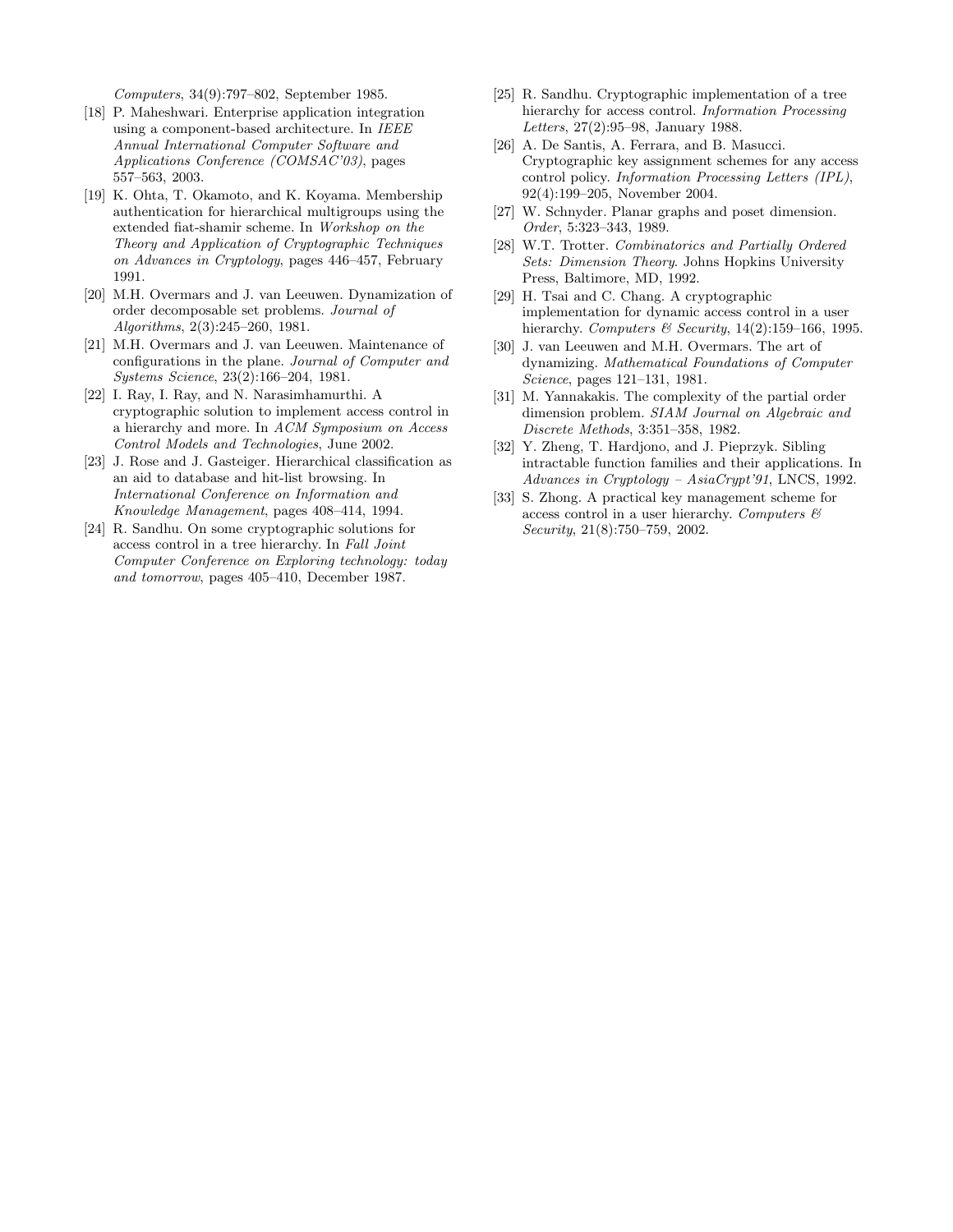*Computers*, 34(9):797–802, September 1985.

[18] P. Maheshwari. Enterprise application integration using a component-based architecture. In *IEEE Annual International Computer Software and Applications Conference (COMSAC'03)*, pages 557–563, 2003.

[19] K. Ohta, T. Okamoto, and K. Koyama. Membership authentication for hierarchical multigroups using the extended fiat-shamir scheme. In *Workshop on the Theory and Application of Cryptographic Techniques on Advances in Cryptology*, pages 446–457, February 1991.

[20] M.H. Overmars and J. van Leeuwen. Dynamization of order decomposable set problems. *Journal of Algorithms*, 2(3):245–260, 1981.

[21] M.H. Overmars and J. van Leeuwen. Maintenance of configurations in the plane. *Journal of Computer and Systems Science*, 23(2):166–204, 1981.

[22] I. Ray, I. Ray, and N. Narasimhamurthi. A cryptographic solution to implement access control in a hierarchy and more. In *ACM Symposium on Access Control Models and Technologies*, June 2002.

[23] J. Rose and J. Gasteiger. Hierarchical classification as an aid to database and hit-list browsing. In *International Conference on Information and Knowledge Management*, pages 408–414, 1994.

[24] R. Sandhu. On some cryptographic solutions for access control in a tree hierarchy. In *Fall Joint Computer Conference on Exploring technology: today and tomorrow*, pages 405–410, December 1987.

[25] R. Sandhu. Cryptographic implementation of a tree hierarchy for access control. *Information Processing Letters*, 27(2):95–98, January 1988.

[26] A. De Santis, A. Ferrara, and B. Masucci. Cryptographic key assignment schemes for any access control policy. *Information Processing Letters (IPL)*, 92(4):199–205, November 2004.

[27] W. Schnyder. Planar graphs and poset dimension. *Order*, 5:323–343, 1989.

[28] W.T. Trotter. *Combinatorics and Partially Ordered Sets: Dimension Theory*. Johns Hopkins University Press, Baltimore, MD, 1992.

[29] H. Tsai and C. Chang. A cryptographic implementation for dynamic access control in a user hierarchy. *Computers & Security*, 14(2):159–166, 1995.

[30] J. van Leeuwen and M.H. Overmars. The art of dynamizing. *Mathematical Foundations of Computer Science*, pages 121–131, 1981.

[31] M. Yannakakis. The complexity of the partial order dimension problem. *SIAM Journal on Algebraic and Discrete Methods*, 3:351–358, 1982.

[32] Y. Zheng, T. Hardjono, and J. Pieprzyk. Sibling intractable function families and their applications. In *Advances in Cryptology – AsiaCrypt'91*, LNCS, 1992.

[33] S. Zhong. A practical key management scheme for access control in a user hierarchy. *Computers & Security*, 21(8):750–759, 2002.